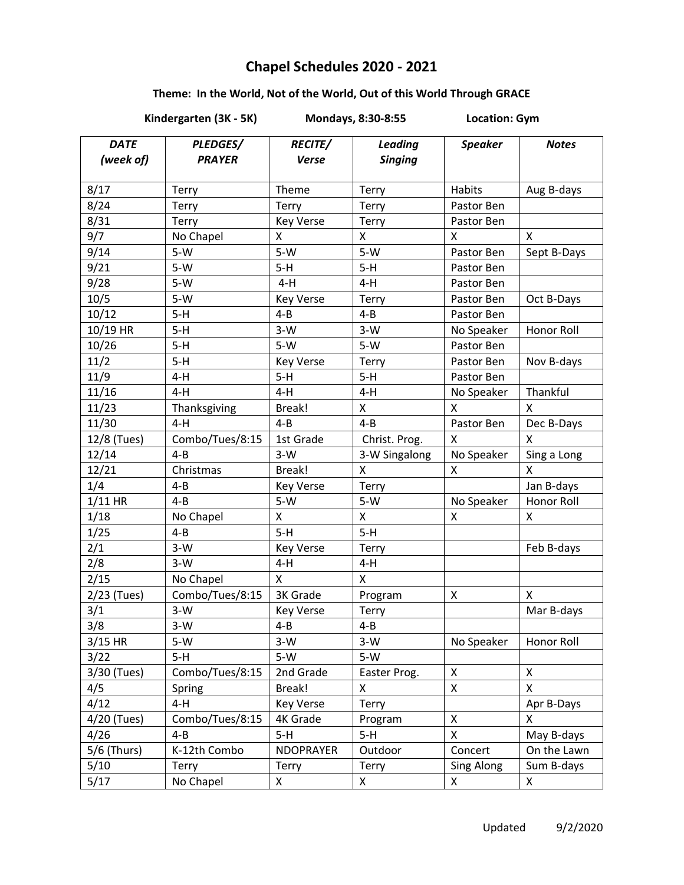# Chapel Schedules 2020 - 2021

**Theme: In the World, Not of the World, Out of this World Through GRACE**

**Kindergarten (3K - 5K)** **Mondays, 8:30-8:55** **Location: Gym**

| *DATE (week of)* | *PLEDGES/ PRAYER* | *RECITE/ Verse* | *Leading Singing* | *Speaker* | *Notes* |
|---|---|---|---|---|---|
| 8/17 | Terry | Theme | Terry | Habits | Aug B-days |
| 8/24 | Terry | Terry | Terry | Pastor Ben | |
| 8/31 | Terry | Key Verse | Terry | Pastor Ben | |
| 9/7 | No Chapel | X | X | X | X |
| 9/14 | 5-W | 5-W | 5-W | Pastor Ben | Sept B-Days |
| 9/21 | 5-W | 5-H | 5-H | Pastor Ben | |
| 9/28 | 5-W | 4-H | 4-H | Pastor Ben | |
| 10/5 | 5-W | Key Verse | Terry | Pastor Ben | Oct B-Days |
| 10/12 | 5-H | 4-B | 4-B | Pastor Ben | |
| 10/19 HR | 5-H | 3-W | 3-W | No Speaker | Honor Roll |
| 10/26 | 5-H | 5-W | 5-W | Pastor Ben | |
| 11/2 | 5-H | Key Verse | Terry | Pastor Ben | Nov B-days |
| 11/9 | 4-H | 5-H | 5-H | Pastor Ben | |
| 11/16 | 4-H | 4-H | 4-H | No Speaker | Thankful |
| 11/23 | Thanksgiving | Break! | X | X | X |
| 11/30 | 4-H | 4-B | 4-B | Pastor Ben | Dec B-Days |
| 12/8 (Tues) | Combo/Tues/8:15 | 1st Grade | Christ. Prog. | X | X |
| 12/14 | 4-B | 3-W | 3-W Singalong | No Speaker | Sing a Long |
| 12/21 | Christmas | Break! | X | X | X |
| 1/4 | 4-B | Key Verse | Terry | | Jan B-days |
| 1/11 HR | 4-B | 5-W | 5-W | No Speaker | Honor Roll |
| 1/18 | No Chapel | X | X | X | X |
| 1/25 | 4-B | 5-H | 5-H | | |
| 2/1 | 3-W | Key Verse | Terry | | Feb B-days |
| 2/8 | 3-W | 4-H | 4-H | | |
| 2/15 | No Chapel | X | X | | |
| 2/23 (Tues) | Combo/Tues/8:15 | 3K Grade | Program | X | X |
| 3/1 | 3-W | Key Verse | Terry | | Mar B-days |
| 3/8 | 3-W | 4-B | 4-B | | |
| 3/15 HR | 5-W | 3-W | 3-W | No Speaker | Honor Roll |
| 3/22 | 5-H | 5-W | 5-W | | |
| 3/30 (Tues) | Combo/Tues/8:15 | 2nd Grade | Easter Prog. | X | X |
| 4/5 | Spring | Break! | X | X | X |
| 4/12 | 4-H | Key Verse | Terry | | Apr B-Days |
| 4/20 (Tues) | Combo/Tues/8:15 | 4K Grade | Program | X | X |
| 4/26 | 4-B | 5-H | 5-H | X | May B-days |
| 5/6 (Thurs) | K-12th Combo | NDOPRAYER | Outdoor | Concert | On the Lawn |
| 5/10 | Terry | Terry | Terry | Sing Along | Sum B-days |
| 5/17 | No Chapel | X | X | X | X |

Updated 9/2/2020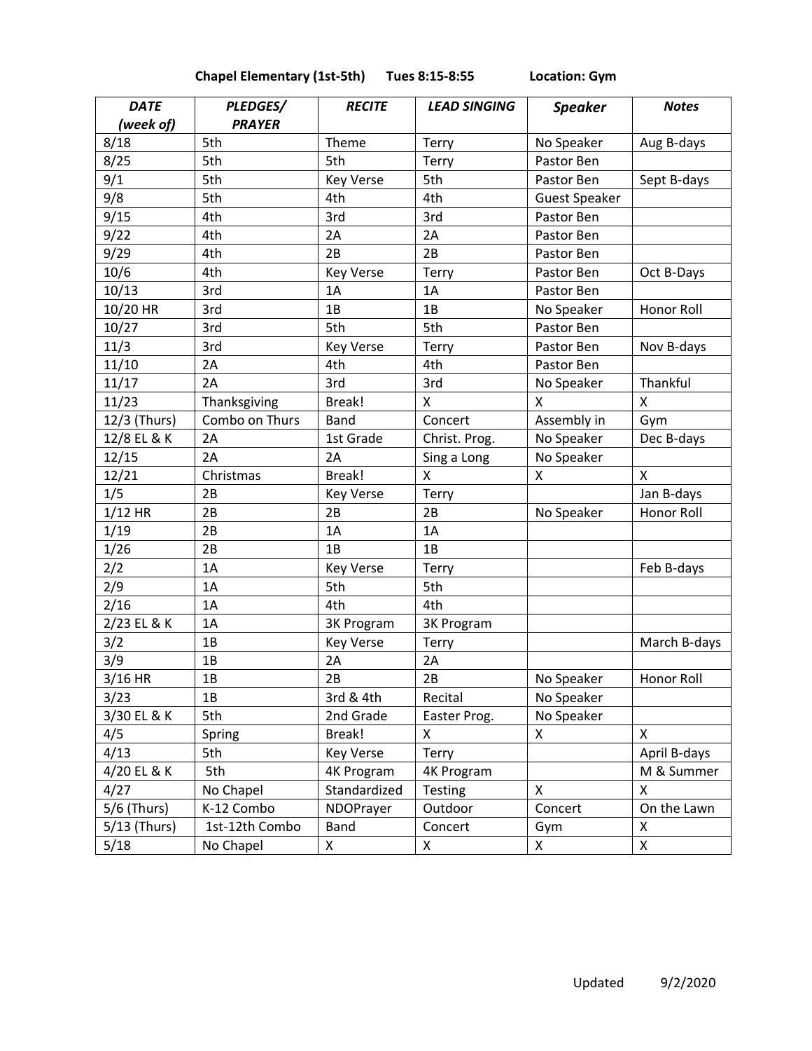**Chapel Elementary (1st-5th)      Tues 8:15-8:55      Location: Gym**

| *DATE (week of)* | *PLEDGES/ PRAYER* | *RECITE* | *LEAD SINGING* | *Speaker* | *Notes* |
|---|---|---|---|---|---|
| 8/18 | 5th | Theme | Terry | No Speaker | Aug B-days |
| 8/25 | 5th | 5th | Terry | Pastor Ben | |
| 9/1 | 5th | Key Verse | 5th | Pastor Ben | Sept B-days |
| 9/8 | 5th | 4th | 4th | Guest Speaker | |
| 9/15 | 4th | 3rd | 3rd | Pastor Ben | |
| 9/22 | 4th | 2A | 2A | Pastor Ben | |
| 9/29 | 4th | 2B | 2B | Pastor Ben | |
| 10/6 | 4th | Key Verse | Terry | Pastor Ben | Oct B-Days |
| 10/13 | 3rd | 1A | 1A | Pastor Ben | |
| 10/20 HR | 3rd | 1B | 1B | No Speaker | Honor Roll |
| 10/27 | 3rd | 5th | 5th | Pastor Ben | |
| 11/3 | 3rd | Key Verse | Terry | Pastor Ben | Nov B-days |
| 11/10 | 2A | 4th | 4th | Pastor Ben | |
| 11/17 | 2A | 3rd | 3rd | No Speaker | Thankful |
| 11/23 | Thanksgiving | Break! | X | X | X |
| 12/3 (Thurs) | Combo on Thurs | Band | Concert | Assembly in | Gym |
| 12/8 EL & K | 2A | 1st Grade | Christ. Prog. | No Speaker | Dec B-days |
| 12/15 | 2A | 2A | Sing a Long | No Speaker | |
| 12/21 | Christmas | Break! | X | X | X |
| 1/5 | 2B | Key Verse | Terry | | Jan B-days |
| 1/12 HR | 2B | 2B | 2B | No Speaker | Honor Roll |
| 1/19 | 2B | 1A | 1A | | |
| 1/26 | 2B | 1B | 1B | | |
| 2/2 | 1A | Key Verse | Terry | | Feb B-days |
| 2/9 | 1A | 5th | 5th | | |
| 2/16 | 1A | 4th | 4th | | |
| 2/23 EL & K | 1A | 3K Program | 3K Program | | |
| 3/2 | 1B | Key Verse | Terry | | March B-days |
| 3/9 | 1B | 2A | 2A | | |
| 3/16 HR | 1B | 2B | 2B | No Speaker | Honor Roll |
| 3/23 | 1B | 3rd & 4th | Recital | No Speaker | |
| 3/30 EL & K | 5th | 2nd Grade | Easter Prog. | No Speaker | |
| 4/5 | Spring | Break! | X | X | X |
| 4/13 | 5th | Key Verse | Terry | | April B-days |
| 4/20 EL & K | 5th | 4K Program | 4K Program | | M & Summer |
| 4/27 | No Chapel | Standardized | Testing | X | X |
| 5/6 (Thurs) | K-12 Combo | NDOPrayer | Outdoor | Concert | On the Lawn |
| 5/13 (Thurs) | 1st-12th Combo | Band | Concert | Gym | X |
| 5/18 | No Chapel | X | X | X | X |

Updated 9/2/2020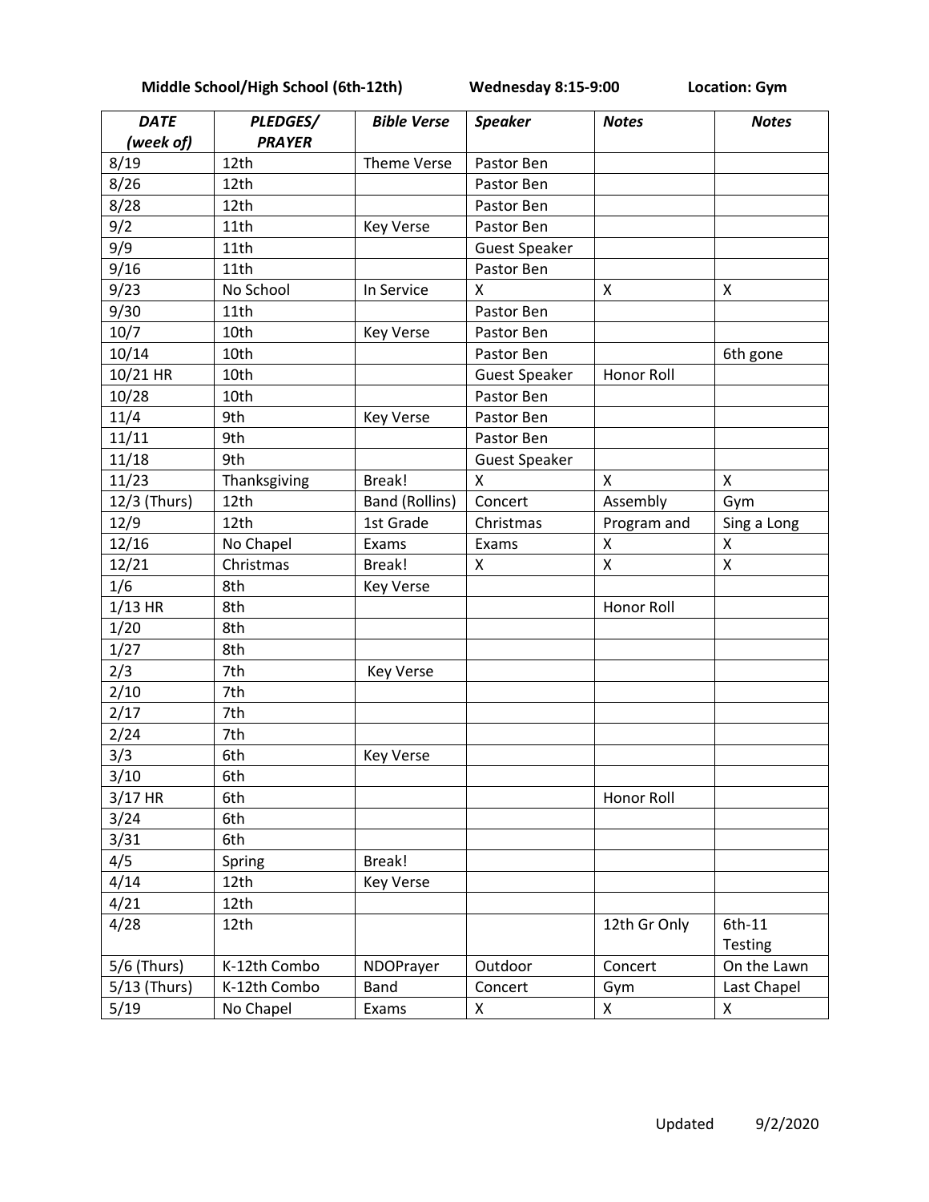**Middle School/High School (6th-12th)** **Wednesday 8:15-9:00** **Location: Gym**

| ***DATE (week of)*** | ***PLEDGES/ PRAYER*** | ***Bible Verse*** | ***Speaker*** | ***Notes*** | ***Notes*** |
|---|---|---|---|---|---|
| 8/19 | 12th | Theme Verse | Pastor Ben | | |
| 8/26 | 12th | | Pastor Ben | | |
| 8/28 | 12th | | Pastor Ben | | |
| 9/2 | 11th | Key Verse | Pastor Ben | | |
| 9/9 | 11th | | Guest Speaker | | |
| 9/16 | 11th | | Pastor Ben | | |
| 9/23 | No School | In Service | X | X | X |
| 9/30 | 11th | | Pastor Ben | | |
| 10/7 | 10th | Key Verse | Pastor Ben | | |
| 10/14 | 10th | | Pastor Ben | | 6th gone |
| 10/21 HR | 10th | | Guest Speaker | Honor Roll | |
| 10/28 | 10th | | Pastor Ben | | |
| 11/4 | 9th | Key Verse | Pastor Ben | | |
| 11/11 | 9th | | Pastor Ben | | |
| 11/18 | 9th | | Guest Speaker | | |
| 11/23 | Thanksgiving | Break! | X | X | X |
| 12/3 (Thurs) | 12th | Band (Rollins) | Concert | Assembly | Gym |
| 12/9 | 12th | 1st Grade | Christmas | Program and | Sing a Long |
| 12/16 | No Chapel | Exams | Exams | X | X |
| 12/21 | Christmas | Break! | X | X | X |
| 1/6 | 8th | Key Verse | | | |
| 1/13 HR | 8th | | | Honor Roll | |
| 1/20 | 8th | | | | |
| 1/27 | 8th | | | | |
| 2/3 | 7th | Key Verse | | | |
| 2/10 | 7th | | | | |
| 2/17 | 7th | | | | |
| 2/24 | 7th | | | | |
| 3/3 | 6th | Key Verse | | | |
| 3/10 | 6th | | | | |
| 3/17 HR | 6th | | | Honor Roll | |
| 3/24 | 6th | | | | |
| 3/31 | 6th | | | | |
| 4/5 | Spring | Break! | | | |
| 4/14 | 12th | Key Verse | | | |
| 4/21 | 12th | | | | |
| 4/28 | 12th | | | 12th Gr Only | 6th-11 Testing |
| 5/6 (Thurs) | K-12th Combo | NDOPrayer | Outdoor | Concert | On the Lawn |
| 5/13 (Thurs) | K-12th Combo | Band | Concert | Gym | Last Chapel |
| 5/19 | No Chapel | Exams | X | X | X |

Updated 9/2/2020